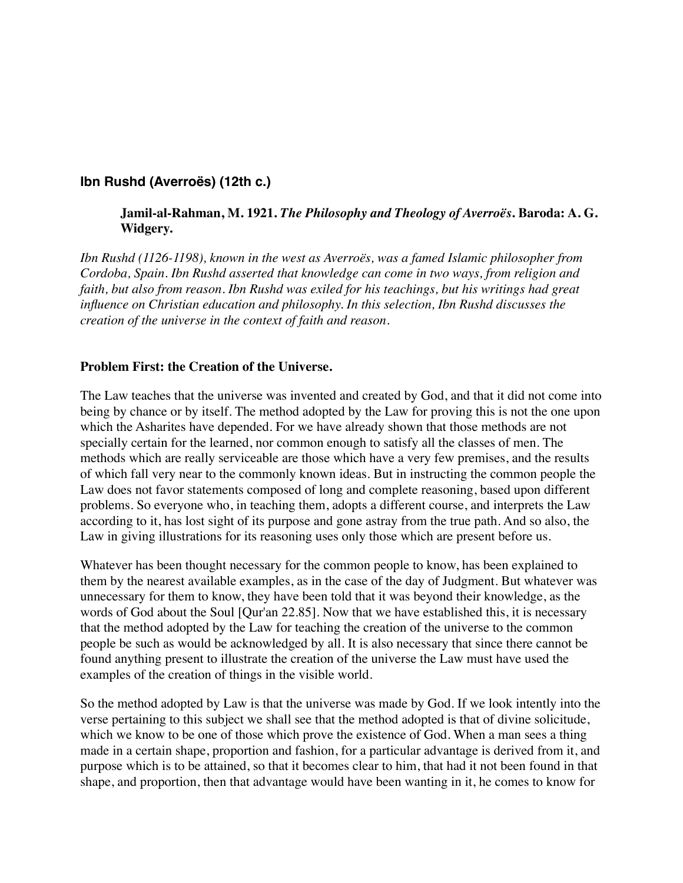## Ibn Rushd (Averroës) (12th c.)

> **Jamil-al-Rahman, M. 1921. *The Philosophy and Theology of Averroës*. Baroda: A. G. Widgery.**

*Ibn Rushd (1126-1198), known in the west as Averroës, was a famed Islamic philosopher from Cordoba, Spain. Ibn Rushd asserted that knowledge can come in two ways, from religion and faith, but also from reason. Ibn Rushd was exiled for his teachings, but his writings had great influence on Christian education and philosophy. In this selection, Ibn Rushd discusses the creation of the universe in the context of faith and reason.*

### Problem First: the Creation of the Universe.

The Law teaches that the universe was invented and created by God, and that it did not come into being by chance or by itself. The method adopted by the Law for proving this is not the one upon which the Asharites have depended. For we have already shown that those methods are not specially certain for the learned, nor common enough to satisfy all the classes of men. The methods which are really serviceable are those which have a very few premises, and the results of which fall very near to the commonly known ideas. But in instructing the common people the Law does not favor statements composed of long and complete reasoning, based upon different problems. So everyone who, in teaching them, adopts a different course, and interprets the Law according to it, has lost sight of its purpose and gone astray from the true path. And so also, the Law in giving illustrations for its reasoning uses only those which are present before us.

Whatever has been thought necessary for the common people to know, has been explained to them by the nearest available examples, as in the case of the day of Judgment. But whatever was unnecessary for them to know, they have been told that it was beyond their knowledge, as the words of God about the Soul [Qur'an 22.85]. Now that we have established this, it is necessary that the method adopted by the Law for teaching the creation of the universe to the common people be such as would be acknowledged by all. It is also necessary that since there cannot be found anything present to illustrate the creation of the universe the Law must have used the examples of the creation of things in the visible world.

So the method adopted by Law is that the universe was made by God. If we look intently into the verse pertaining to this subject we shall see that the method adopted is that of divine solicitude, which we know to be one of those which prove the existence of God. When a man sees a thing made in a certain shape, proportion and fashion, for a particular advantage is derived from it, and purpose which is to be attained, so that it becomes clear to him, that had it not been found in that shape, and proportion, then that advantage would have been wanting in it, he comes to know for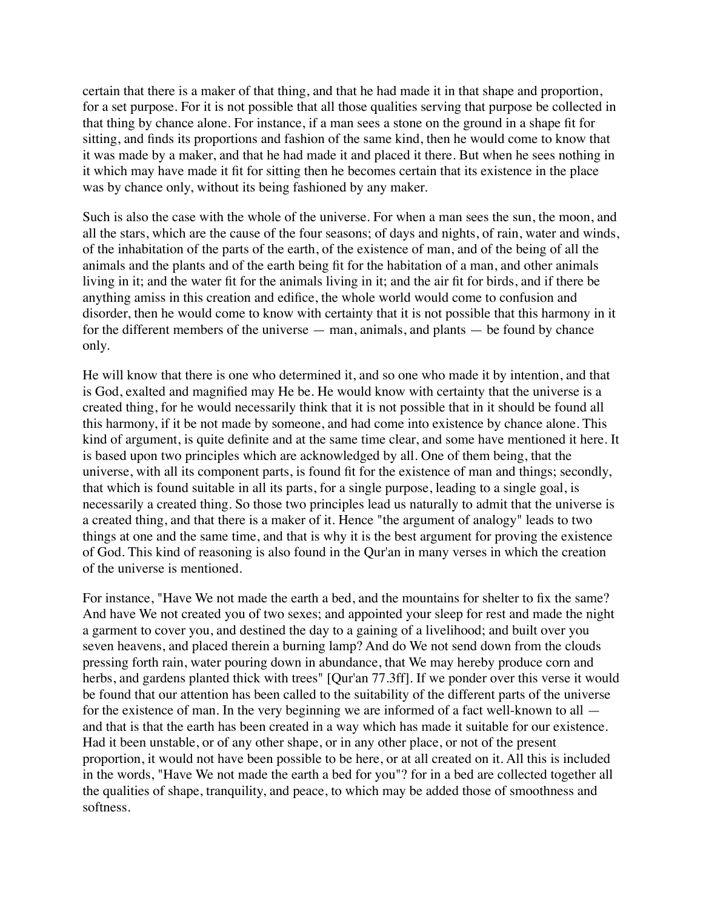certain that there is a maker of that thing, and that he had made it in that shape and proportion, for a set purpose. For it is not possible that all those qualities serving that purpose be collected in that thing by chance alone. For instance, if a man sees a stone on the ground in a shape fit for sitting, and finds its proportions and fashion of the same kind, then he would come to know that it was made by a maker, and that he had made it and placed it there. But when he sees nothing in it which may have made it fit for sitting then he becomes certain that its existence in the place was by chance only, without its being fashioned by any maker.

Such is also the case with the whole of the universe. For when a man sees the sun, the moon, and all the stars, which are the cause of the four seasons; of days and nights, of rain, water and winds, of the inhabitation of the parts of the earth, of the existence of man, and of the being of all the animals and the plants and of the earth being fit for the habitation of a man, and other animals living in it; and the water fit for the animals living in it; and the air fit for birds, and if there be anything amiss in this creation and edifice, the whole world would come to confusion and disorder, then he would come to know with certainty that it is not possible that this harmony in it for the different members of the universe — man, animals, and plants — be found by chance only.

He will know that there is one who determined it, and so one who made it by intention, and that is God, exalted and magnified may He be. He would know with certainty that the universe is a created thing, for he would necessarily think that it is not possible that in it should be found all this harmony, if it be not made by someone, and had come into existence by chance alone. This kind of argument, is quite definite and at the same time clear, and some have mentioned it here. It is based upon two principles which are acknowledged by all. One of them being, that the universe, with all its component parts, is found fit for the existence of man and things; secondly, that which is found suitable in all its parts, for a single purpose, leading to a single goal, is necessarily a created thing. So those two principles lead us naturally to admit that the universe is a created thing, and that there is a maker of it. Hence "the argument of analogy" leads to two things at one and the same time, and that is why it is the best argument for proving the existence of God. This kind of reasoning is also found in the Qur'an in many verses in which the creation of the universe is mentioned.

For instance, "Have We not made the earth a bed, and the mountains for shelter to fix the same? And have We not created you of two sexes; and appointed your sleep for rest and made the night a garment to cover you, and destined the day to a gaining of a livelihood; and built over you seven heavens, and placed therein a burning lamp? And do We not send down from the clouds pressing forth rain, water pouring down in abundance, that We may hereby produce corn and herbs, and gardens planted thick with trees" [Qur'an 77.3ff]. If we ponder over this verse it would be found that our attention has been called to the suitability of the different parts of the universe for the existence of man. In the very beginning we are informed of a fact well-known to all — and that is that the earth has been created in a way which has made it suitable for our existence. Had it been unstable, or of any other shape, or in any other place, or not of the present proportion, it would not have been possible to be here, or at all created on it. All this is included in the words, "Have We not made the earth a bed for you"? for in a bed are collected together all the qualities of shape, tranquility, and peace, to which may be added those of smoothness and softness.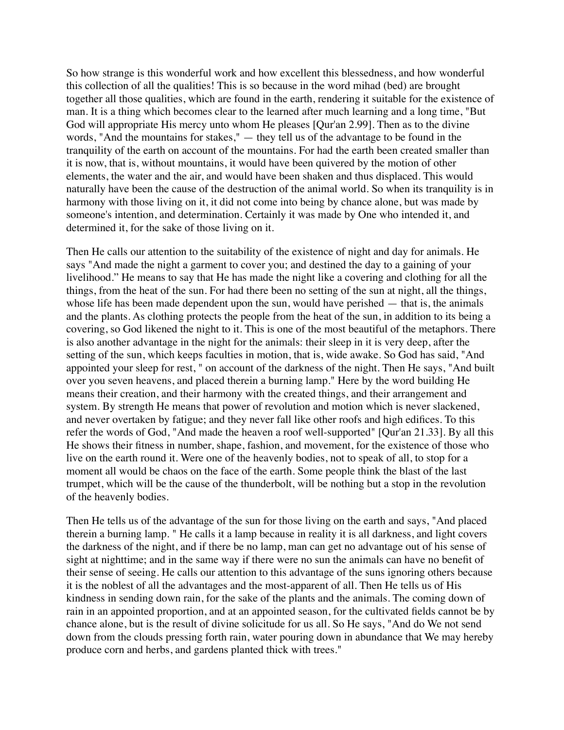So how strange is this wonderful work and how excellent this blessedness, and how wonderful this collection of all the qualities! This is so because in the word mihad (bed) are brought together all those qualities, which are found in the earth, rendering it suitable for the existence of man. It is a thing which becomes clear to the learned after much learning and a long time, "But God will appropriate His mercy unto whom He pleases [Qur'an 2.99]. Then as to the divine words, "And the mountains for stakes," — they tell us of the advantage to be found in the tranquility of the earth on account of the mountains. For had the earth been created smaller than it is now, that is, without mountains, it would have been quivered by the motion of other elements, the water and the air, and would have been shaken and thus displaced. This would naturally have been the cause of the destruction of the animal world. So when its tranquility is in harmony with those living on it, it did not come into being by chance alone, but was made by someone's intention, and determination. Certainly it was made by One who intended it, and determined it, for the sake of those living on it.

Then He calls our attention to the suitability of the existence of night and day for animals. He says "And made the night a garment to cover you; and destined the day to a gaining of your livelihood." He means to say that He has made the night like a covering and clothing for all the things, from the heat of the sun. For had there been no setting of the sun at night, all the things, whose life has been made dependent upon the sun, would have perished — that is, the animals and the plants. As clothing protects the people from the heat of the sun, in addition to its being a covering, so God likened the night to it. This is one of the most beautiful of the metaphors. There is also another advantage in the night for the animals: their sleep in it is very deep, after the setting of the sun, which keeps faculties in motion, that is, wide awake. So God has said, "And appointed your sleep for rest, " on account of the darkness of the night. Then He says, "And built over you seven heavens, and placed therein a burning lamp." Here by the word building He means their creation, and their harmony with the created things, and their arrangement and system. By strength He means that power of revolution and motion which is never slackened, and never overtaken by fatigue; and they never fall like other roofs and high edifices. To this refer the words of God, "And made the heaven a roof well-supported" [Qur'an 21.33]. By all this He shows their fitness in number, shape, fashion, and movement, for the existence of those who live on the earth round it. Were one of the heavenly bodies, not to speak of all, to stop for a moment all would be chaos on the face of the earth. Some people think the blast of the last trumpet, which will be the cause of the thunderbolt, will be nothing but a stop in the revolution of the heavenly bodies.

Then He tells us of the advantage of the sun for those living on the earth and says, "And placed therein a burning lamp. " He calls it a lamp because in reality it is all darkness, and light covers the darkness of the night, and if there be no lamp, man can get no advantage out of his sense of sight at nighttime; and in the same way if there were no sun the animals can have no benefit of their sense of seeing. He calls our attention to this advantage of the suns ignoring others because it is the noblest of all the advantages and the most-apparent of all. Then He tells us of His kindness in sending down rain, for the sake of the plants and the animals. The coming down of rain in an appointed proportion, and at an appointed season, for the cultivated fields cannot be by chance alone, but is the result of divine solicitude for us all. So He says, "And do We not send down from the clouds pressing forth rain, water pouring down in abundance that We may hereby produce corn and herbs, and gardens planted thick with trees."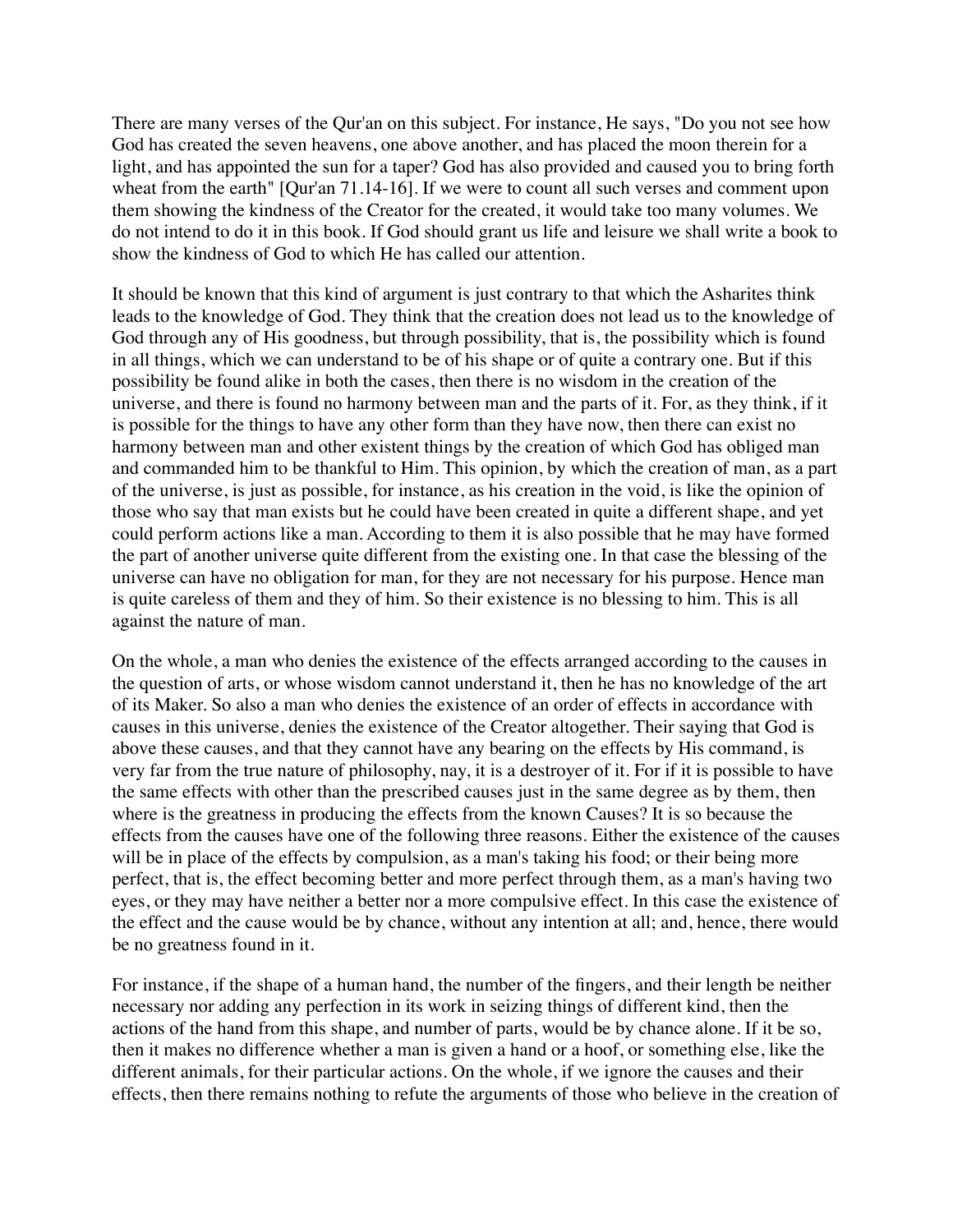There are many verses of the Qur'an on this subject. For instance, He says, "Do you not see how God has created the seven heavens, one above another, and has placed the moon therein for a light, and has appointed the sun for a taper? God has also provided and caused you to bring forth wheat from the earth" [Qur'an 71.14-16]. If we were to count all such verses and comment upon them showing the kindness of the Creator for the created, it would take too many volumes. We do not intend to do it in this book. If God should grant us life and leisure we shall write a book to show the kindness of God to which He has called our attention.

It should be known that this kind of argument is just contrary to that which the Asharites think leads to the knowledge of God. They think that the creation does not lead us to the knowledge of God through any of His goodness, but through possibility, that is, the possibility which is found in all things, which we can understand to be of his shape or of quite a contrary one. But if this possibility be found alike in both the cases, then there is no wisdom in the creation of the universe, and there is found no harmony between man and the parts of it. For, as they think, if it is possible for the things to have any other form than they have now, then there can exist no harmony between man and other existent things by the creation of which God has obliged man and commanded him to be thankful to Him. This opinion, by which the creation of man, as a part of the universe, is just as possible, for instance, as his creation in the void, is like the opinion of those who say that man exists but he could have been created in quite a different shape, and yet could perform actions like a man. According to them it is also possible that he may have formed the part of another universe quite different from the existing one. In that case the blessing of the universe can have no obligation for man, for they are not necessary for his purpose. Hence man is quite careless of them and they of him. So their existence is no blessing to him. This is all against the nature of man.

On the whole, a man who denies the existence of the effects arranged according to the causes in the question of arts, or whose wisdom cannot understand it, then he has no knowledge of the art of its Maker. So also a man who denies the existence of an order of effects in accordance with causes in this universe, denies the existence of the Creator altogether. Their saying that God is above these causes, and that they cannot have any bearing on the effects by His command, is very far from the true nature of philosophy, nay, it is a destroyer of it. For if it is possible to have the same effects with other than the prescribed causes just in the same degree as by them, then where is the greatness in producing the effects from the known Causes? It is so because the effects from the causes have one of the following three reasons. Either the existence of the causes will be in place of the effects by compulsion, as a man's taking his food; or their being more perfect, that is, the effect becoming better and more perfect through them, as a man's having two eyes, or they may have neither a better nor a more compulsive effect. In this case the existence of the effect and the cause would be by chance, without any intention at all; and, hence, there would be no greatness found in it.

For instance, if the shape of a human hand, the number of the fingers, and their length be neither necessary nor adding any perfection in its work in seizing things of different kind, then the actions of the hand from this shape, and number of parts, would be by chance alone. If it be so, then it makes no difference whether a man is given a hand or a hoof, or something else, like the different animals, for their particular actions. On the whole, if we ignore the causes and their effects, then there remains nothing to refute the arguments of those who believe in the creation of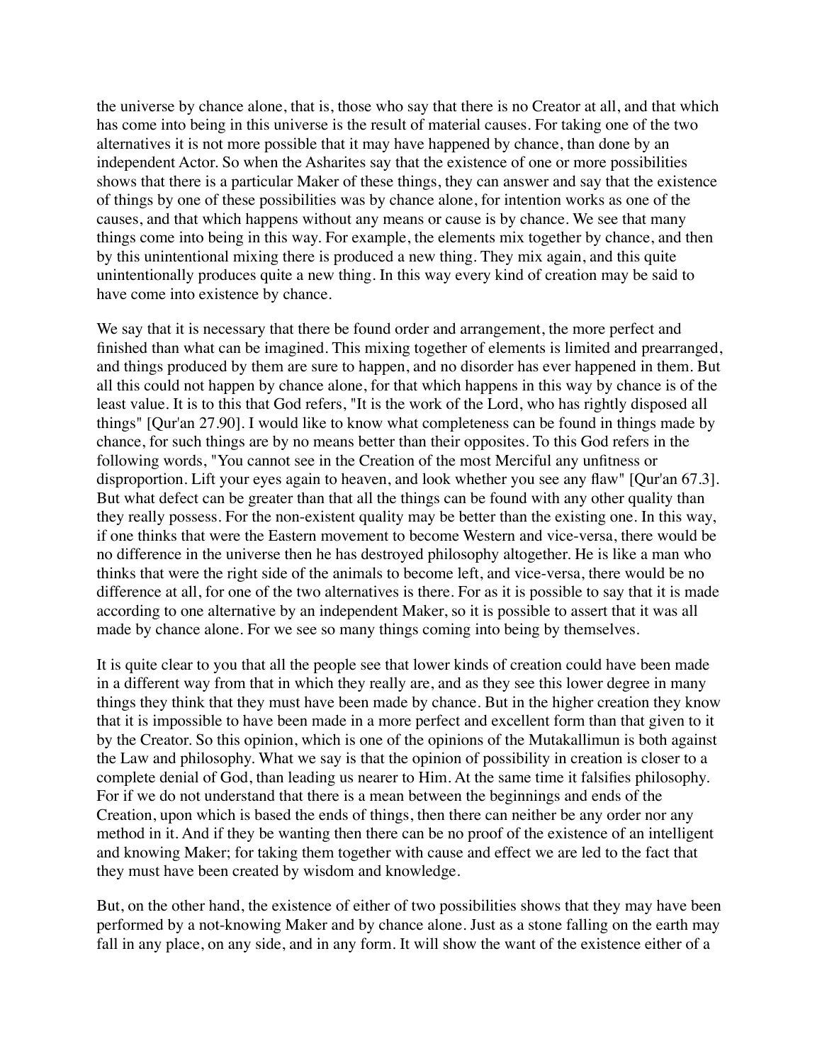the universe by chance alone, that is, those who say that there is no Creator at all, and that which has come into being in this universe is the result of material causes. For taking one of the two alternatives it is not more possible that it may have happened by chance, than done by an independent Actor. So when the Asharites say that the existence of one or more possibilities shows that there is a particular Maker of these things, they can answer and say that the existence of things by one of these possibilities was by chance alone, for intention works as one of the causes, and that which happens without any means or cause is by chance. We see that many things come into being in this way. For example, the elements mix together by chance, and then by this unintentional mixing there is produced a new thing. They mix again, and this quite unintentionally produces quite a new thing. In this way every kind of creation may be said to have come into existence by chance.

We say that it is necessary that there be found order and arrangement, the more perfect and finished than what can be imagined. This mixing together of elements is limited and prearranged, and things produced by them are sure to happen, and no disorder has ever happened in them. But all this could not happen by chance alone, for that which happens in this way by chance is of the least value. It is to this that God refers, "It is the work of the Lord, who has rightly disposed all things" [Qur'an 27.90]. I would like to know what completeness can be found in things made by chance, for such things are by no means better than their opposites. To this God refers in the following words, "You cannot see in the Creation of the most Merciful any unfitness or disproportion. Lift your eyes again to heaven, and look whether you see any flaw" [Qur'an 67.3]. But what defect can be greater than that all the things can be found with any other quality than they really possess. For the non-existent quality may be better than the existing one. In this way, if one thinks that were the Eastern movement to become Western and vice-versa, there would be no difference in the universe then he has destroyed philosophy altogether. He is like a man who thinks that were the right side of the animals to become left, and vice-versa, there would be no difference at all, for one of the two alternatives is there. For as it is possible to say that it is made according to one alternative by an independent Maker, so it is possible to assert that it was all made by chance alone. For we see so many things coming into being by themselves.

It is quite clear to you that all the people see that lower kinds of creation could have been made in a different way from that in which they really are, and as they see this lower degree in many things they think that they must have been made by chance. But in the higher creation they know that it is impossible to have been made in a more perfect and excellent form than that given to it by the Creator. So this opinion, which is one of the opinions of the Mutakallimun is both against the Law and philosophy. What we say is that the opinion of possibility in creation is closer to a complete denial of God, than leading us nearer to Him. At the same time it falsifies philosophy. For if we do not understand that there is a mean between the beginnings and ends of the Creation, upon which is based the ends of things, then there can neither be any order nor any method in it. And if they be wanting then there can be no proof of the existence of an intelligent and knowing Maker; for taking them together with cause and effect we are led to the fact that they must have been created by wisdom and knowledge.

But, on the other hand, the existence of either of two possibilities shows that they may have been performed by a not-knowing Maker and by chance alone. Just as a stone falling on the earth may fall in any place, on any side, and in any form. It will show the want of the existence either of a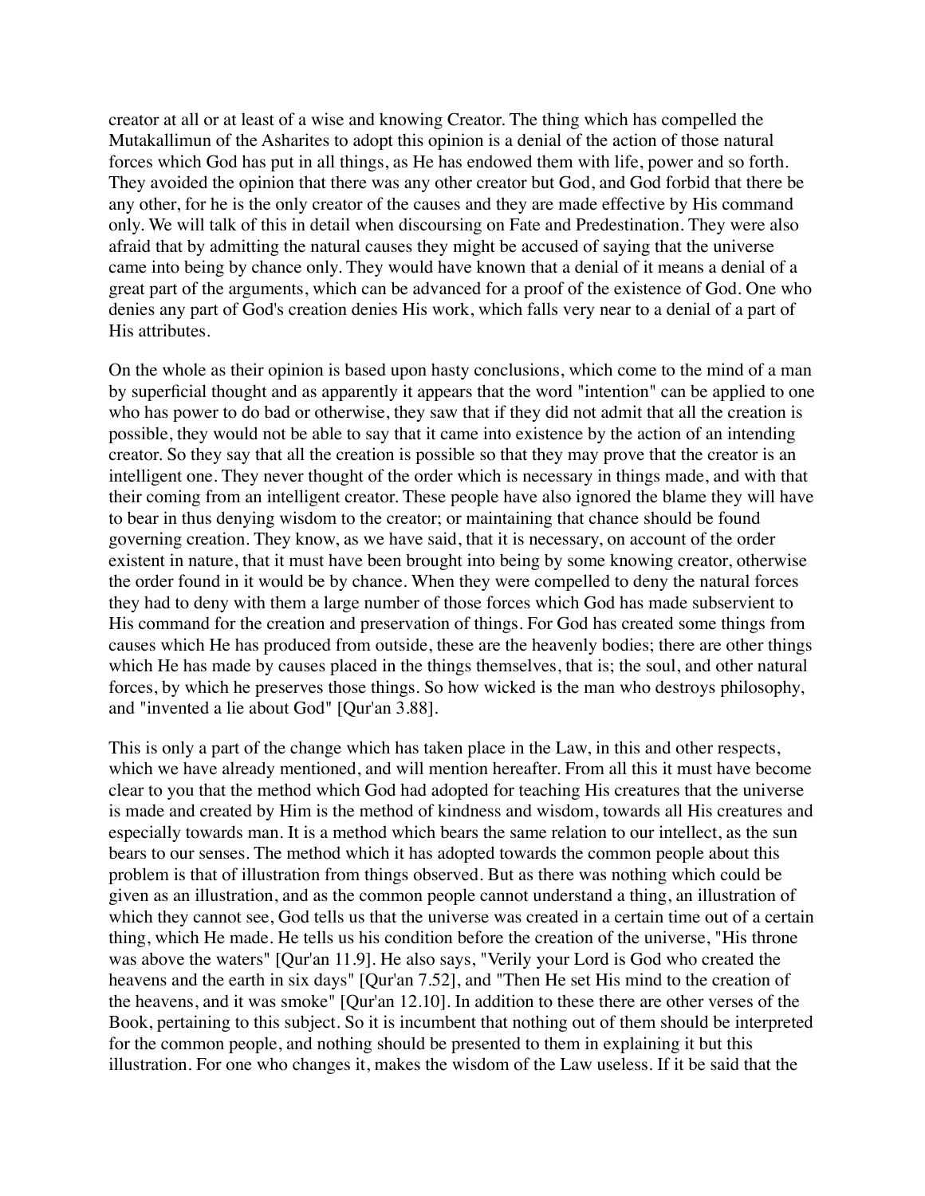creator at all or at least of a wise and knowing Creator. The thing which has compelled the Mutakallimun of the Asharites to adopt this opinion is a denial of the action of those natural forces which God has put in all things, as He has endowed them with life, power and so forth. They avoided the opinion that there was any other creator but God, and God forbid that there be any other, for he is the only creator of the causes and they are made effective by His command only. We will talk of this in detail when discoursing on Fate and Predestination. They were also afraid that by admitting the natural causes they might be accused of saying that the universe came into being by chance only. They would have known that a denial of it means a denial of a great part of the arguments, which can be advanced for a proof of the existence of God. One who denies any part of God's creation denies His work, which falls very near to a denial of a part of His attributes.

On the whole as their opinion is based upon hasty conclusions, which come to the mind of a man by superficial thought and as apparently it appears that the word "intention" can be applied to one who has power to do bad or otherwise, they saw that if they did not admit that all the creation is possible, they would not be able to say that it came into existence by the action of an intending creator. So they say that all the creation is possible so that they may prove that the creator is an intelligent one. They never thought of the order which is necessary in things made, and with that their coming from an intelligent creator. These people have also ignored the blame they will have to bear in thus denying wisdom to the creator; or maintaining that chance should be found governing creation. They know, as we have said, that it is necessary, on account of the order existent in nature, that it must have been brought into being by some knowing creator, otherwise the order found in it would be by chance. When they were compelled to deny the natural forces they had to deny with them a large number of those forces which God has made subservient to His command for the creation and preservation of things. For God has created some things from causes which He has produced from outside, these are the heavenly bodies; there are other things which He has made by causes placed in the things themselves, that is; the soul, and other natural forces, by which he preserves those things. So how wicked is the man who destroys philosophy, and "invented a lie about God" [Qur'an 3.88].

This is only a part of the change which has taken place in the Law, in this and other respects, which we have already mentioned, and will mention hereafter. From all this it must have become clear to you that the method which God had adopted for teaching His creatures that the universe is made and created by Him is the method of kindness and wisdom, towards all His creatures and especially towards man. It is a method which bears the same relation to our intellect, as the sun bears to our senses. The method which it has adopted towards the common people about this problem is that of illustration from things observed. But as there was nothing which could be given as an illustration, and as the common people cannot understand a thing, an illustration of which they cannot see, God tells us that the universe was created in a certain time out of a certain thing, which He made. He tells us his condition before the creation of the universe, "His throne was above the waters" [Qur'an 11.9]. He also says, "Verily your Lord is God who created the heavens and the earth in six days" [Qur'an 7.52], and "Then He set His mind to the creation of the heavens, and it was smoke" [Qur'an 12.10]. In addition to these there are other verses of the Book, pertaining to this subject. So it is incumbent that nothing out of them should be interpreted for the common people, and nothing should be presented to them in explaining it but this illustration. For one who changes it, makes the wisdom of the Law useless. If it be said that the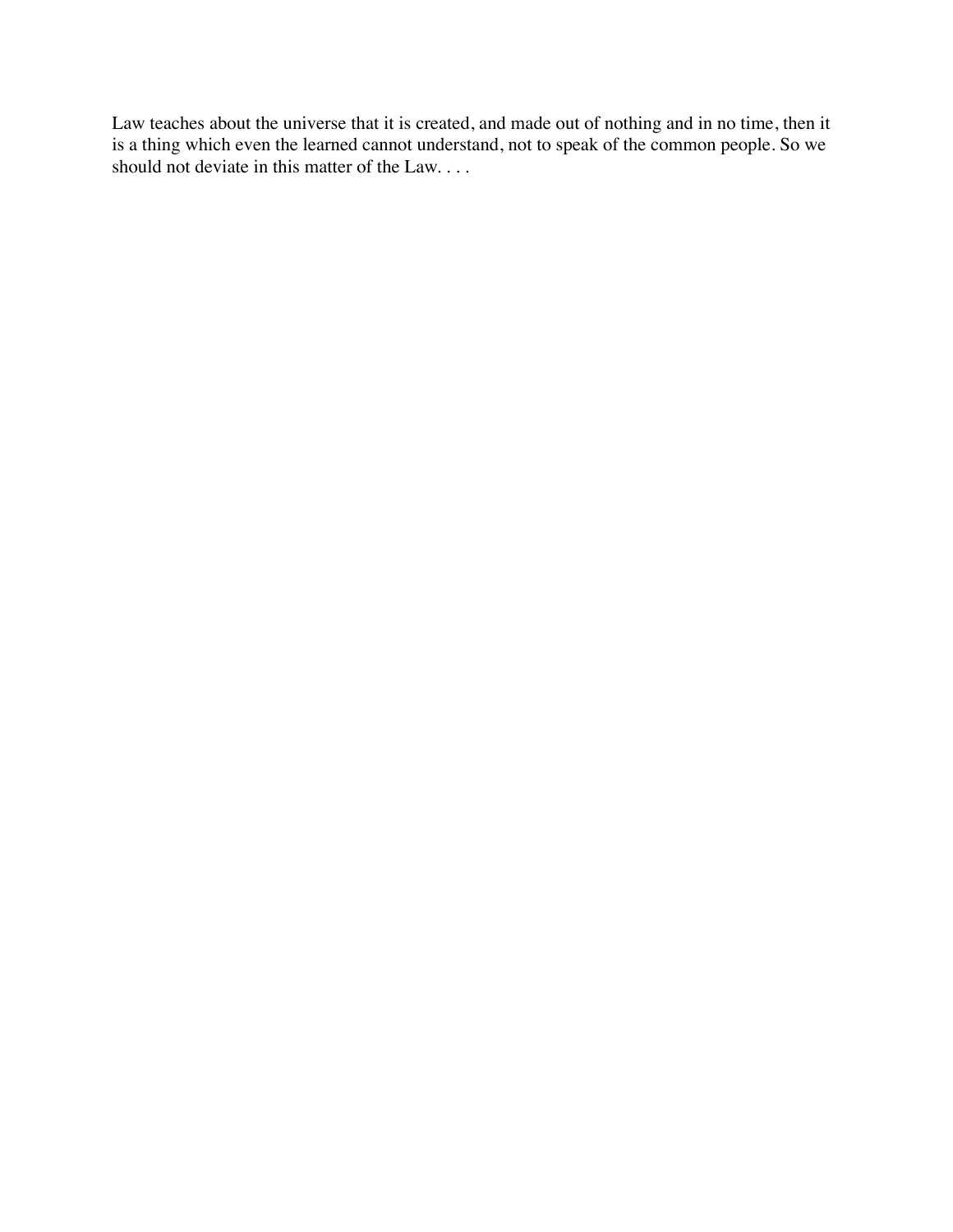Law teaches about the universe that it is created, and made out of nothing and in no time, then it is a thing which even the learned cannot understand, not to speak of the common people. So we should not deviate in this matter of the Law. . . .